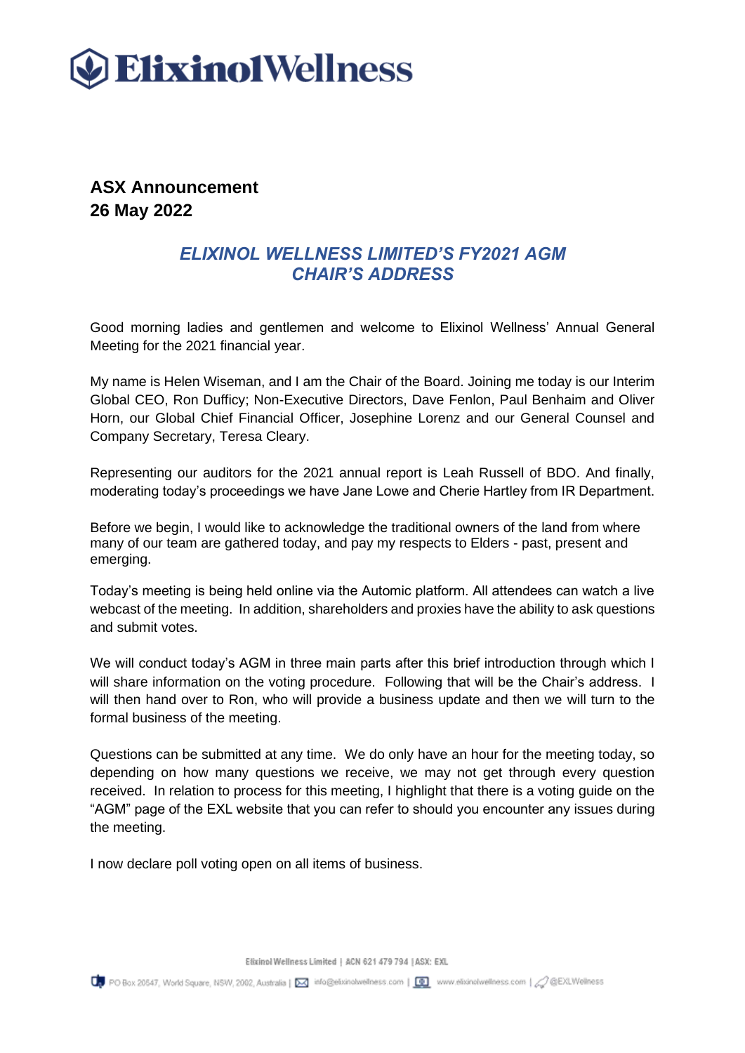**ASX Announcement**
**26 May 2022**

## *ELIXINOL WELLNESS LIMITED'S FY2021 AGM CHAIR'S ADDRESS*

Good morning ladies and gentlemen and welcome to Elixinol Wellness' Annual General Meeting for the 2021 financial year.

My name is Helen Wiseman, and I am the Chair of the Board. Joining me today is our Interim Global CEO, Ron Dufficy; Non-Executive Directors, Dave Fenlon, Paul Benhaim and Oliver Horn, our Global Chief Financial Officer, Josephine Lorenz and our General Counsel and Company Secretary, Teresa Cleary.

Representing our auditors for the 2021 annual report is Leah Russell of BDO. And finally, moderating today's proceedings we have Jane Lowe and Cherie Hartley from IR Department.

Before we begin, I would like to acknowledge the traditional owners of the land from where many of our team are gathered today, and pay my respects to Elders - past, present and emerging.

Today's meeting is being held online via the Automic platform. All attendees can watch a live webcast of the meeting. In addition, shareholders and proxies have the ability to ask questions and submit votes.

We will conduct today's AGM in three main parts after this brief introduction through which I will share information on the voting procedure. Following that will be the Chair's address. I will then hand over to Ron, who will provide a business update and then we will turn to the formal business of the meeting.

Questions can be submitted at any time. We do only have an hour for the meeting today, so depending on how many questions we receive, we may not get through every question received. In relation to process for this meeting, I highlight that there is a voting guide on the "AGM" page of the EXL website that you can refer to should you encounter any issues during the meeting.

I now declare poll voting open on all items of business.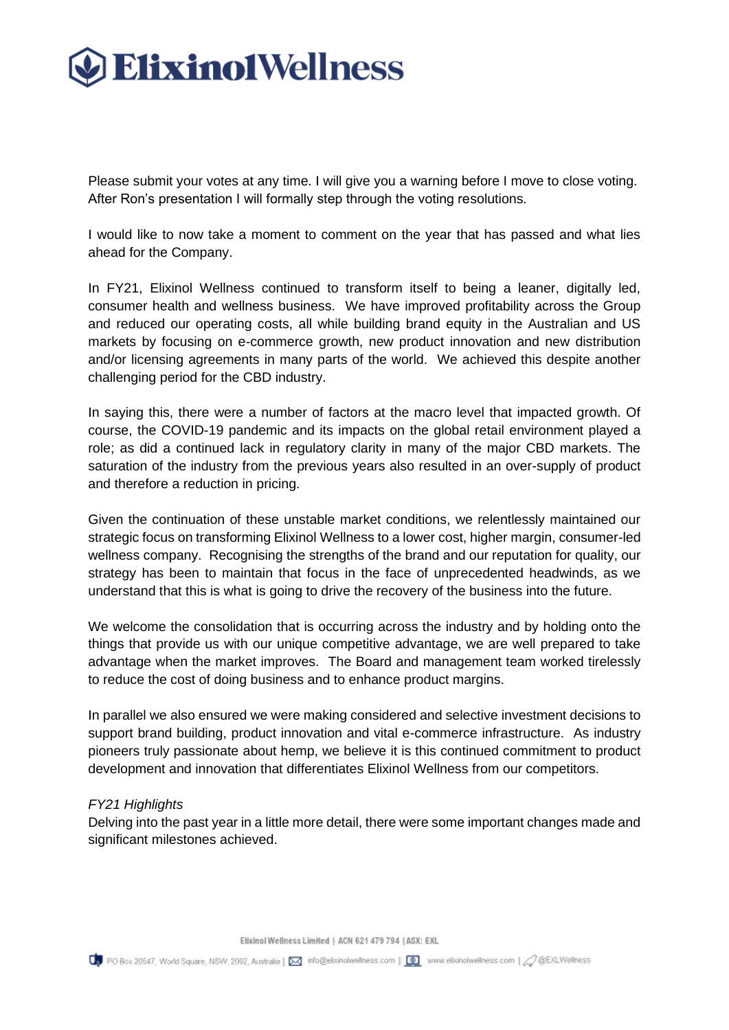Please submit your votes at any time. I will give you a warning before I move to close voting. After Ron's presentation I will formally step through the voting resolutions.

I would like to now take a moment to comment on the year that has passed and what lies ahead for the Company.

In FY21, Elixinol Wellness continued to transform itself to being a leaner, digitally led, consumer health and wellness business. We have improved profitability across the Group and reduced our operating costs, all while building brand equity in the Australian and US markets by focusing on e-commerce growth, new product innovation and new distribution and/or licensing agreements in many parts of the world. We achieved this despite another challenging period for the CBD industry.

In saying this, there were a number of factors at the macro level that impacted growth. Of course, the COVID-19 pandemic and its impacts on the global retail environment played a role; as did a continued lack in regulatory clarity in many of the major CBD markets. The saturation of the industry from the previous years also resulted in an over-supply of product and therefore a reduction in pricing.

Given the continuation of these unstable market conditions, we relentlessly maintained our strategic focus on transforming Elixinol Wellness to a lower cost, higher margin, consumer-led wellness company. Recognising the strengths of the brand and our reputation for quality, our strategy has been to maintain that focus in the face of unprecedented headwinds, as we understand that this is what is going to drive the recovery of the business into the future.

We welcome the consolidation that is occurring across the industry and by holding onto the things that provide us with our unique competitive advantage, we are well prepared to take advantage when the market improves. The Board and management team worked tirelessly to reduce the cost of doing business and to enhance product margins.

In parallel we also ensured we were making considered and selective investment decisions to support brand building, product innovation and vital e-commerce infrastructure. As industry pioneers truly passionate about hemp, we believe it is this continued commitment to product development and innovation that differentiates Elixinol Wellness from our competitors.

*FY21 Highlights*

Delving into the past year in a little more detail, there were some important changes made and significant milestones achieved.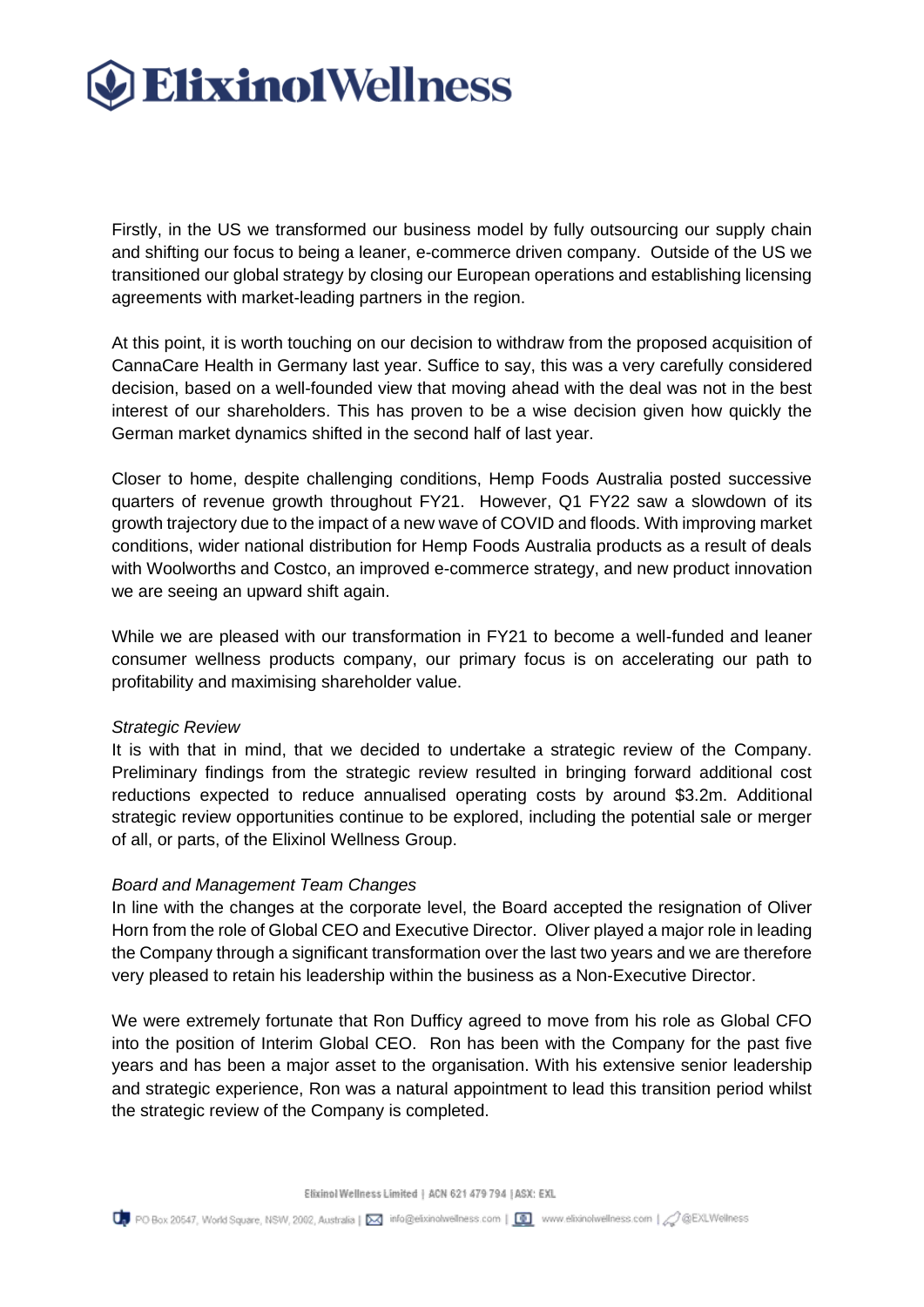Firstly, in the US we transformed our business model by fully outsourcing our supply chain and shifting our focus to being a leaner, e-commerce driven company. Outside of the US we transitioned our global strategy by closing our European operations and establishing licensing agreements with market-leading partners in the region.

At this point, it is worth touching on our decision to withdraw from the proposed acquisition of CannaCare Health in Germany last year. Suffice to say, this was a very carefully considered decision, based on a well-founded view that moving ahead with the deal was not in the best interest of our shareholders. This has proven to be a wise decision given how quickly the German market dynamics shifted in the second half of last year.

Closer to home, despite challenging conditions, Hemp Foods Australia posted successive quarters of revenue growth throughout FY21. However, Q1 FY22 saw a slowdown of its growth trajectory due to the impact of a new wave of COVID and floods. With improving market conditions, wider national distribution for Hemp Foods Australia products as a result of deals with Woolworths and Costco, an improved e-commerce strategy, and new product innovation we are seeing an upward shift again.

While we are pleased with our transformation in FY21 to become a well-funded and leaner consumer wellness products company, our primary focus is on accelerating our path to profitability and maximising shareholder value.

*Strategic Review*

It is with that in mind, that we decided to undertake a strategic review of the Company. Preliminary findings from the strategic review resulted in bringing forward additional cost reductions expected to reduce annualised operating costs by around $3.2m. Additional strategic review opportunities continue to be explored, including the potential sale or merger of all, or parts, of the Elixinol Wellness Group.

*Board and Management Team Changes*

In line with the changes at the corporate level, the Board accepted the resignation of Oliver Horn from the role of Global CEO and Executive Director. Oliver played a major role in leading the Company through a significant transformation over the last two years and we are therefore very pleased to retain his leadership within the business as a Non-Executive Director.

We were extremely fortunate that Ron Dufficy agreed to move from his role as Global CFO into the position of Interim Global CEO. Ron has been with the Company for the past five years and has been a major asset to the organisation. With his extensive senior leadership and strategic experience, Ron was a natural appointment to lead this transition period whilst the strategic review of the Company is completed.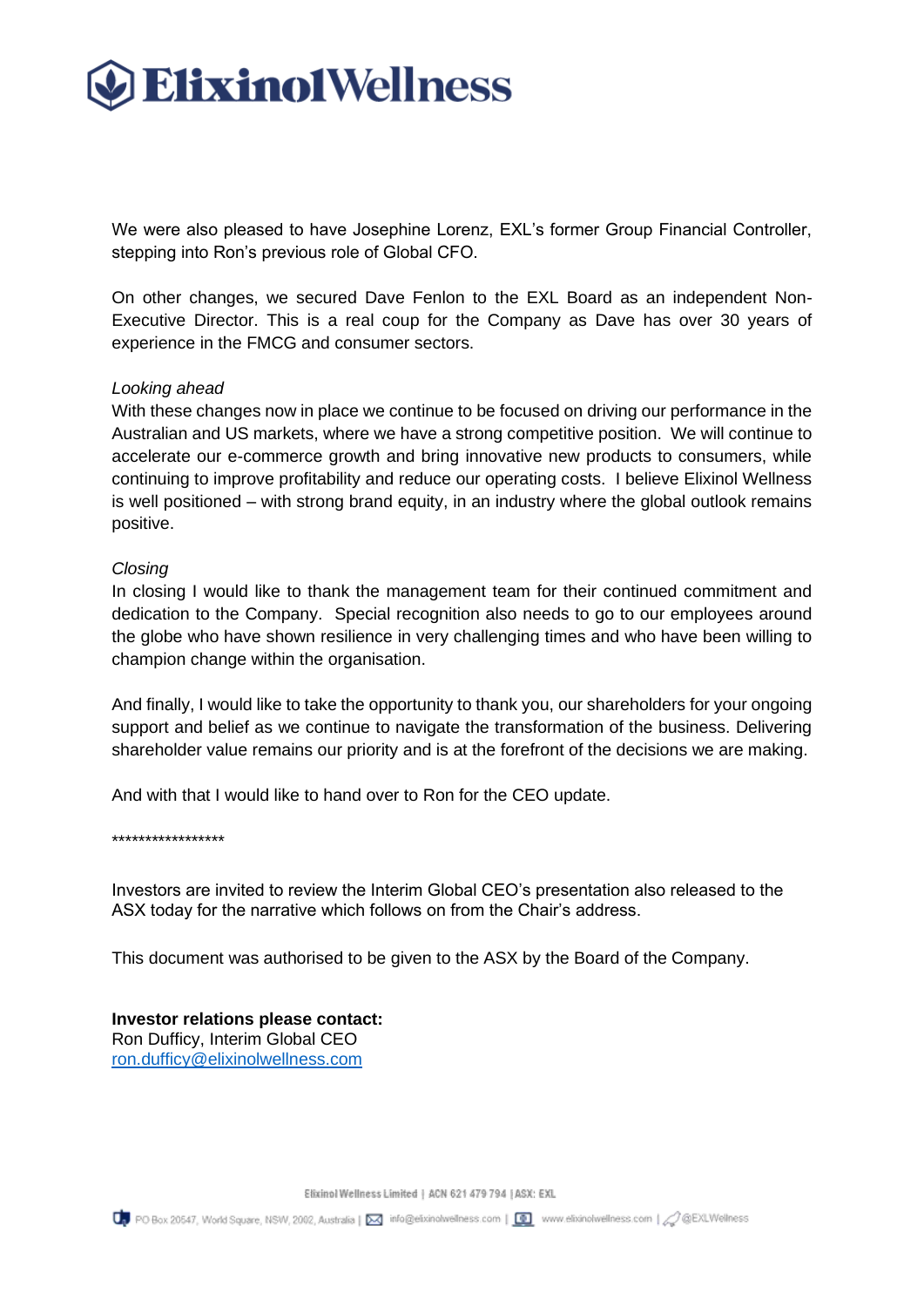We were also pleased to have Josephine Lorenz, EXL's former Group Financial Controller, stepping into Ron's previous role of Global CFO.

On other changes, we secured Dave Fenlon to the EXL Board as an independent Non-Executive Director. This is a real coup for the Company as Dave has over 30 years of experience in the FMCG and consumer sectors.

*Looking ahead*

With these changes now in place we continue to be focused on driving our performance in the Australian and US markets, where we have a strong competitive position. We will continue to accelerate our e-commerce growth and bring innovative new products to consumers, while continuing to improve profitability and reduce our operating costs. I believe Elixinol Wellness is well positioned – with strong brand equity, in an industry where the global outlook remains positive.

*Closing*

In closing I would like to thank the management team for their continued commitment and dedication to the Company. Special recognition also needs to go to our employees around the globe who have shown resilience in very challenging times and who have been willing to champion change within the organisation.

And finally, I would like to take the opportunity to thank you, our shareholders for your ongoing support and belief as we continue to navigate the transformation of the business. Delivering shareholder value remains our priority and is at the forefront of the decisions we are making.

And with that I would like to hand over to Ron for the CEO update.

*****************

Investors are invited to review the Interim Global CEO's presentation also released to the ASX today for the narrative which follows on from the Chair's address.

This document was authorised to be given to the ASX by the Board of the Company.

**Investor relations please contact:**
Ron Dufficy, Interim Global CEO
[ron.dufficy@elixinolwellness.com](mailto:ron.dufficy@elixinolwellness.com)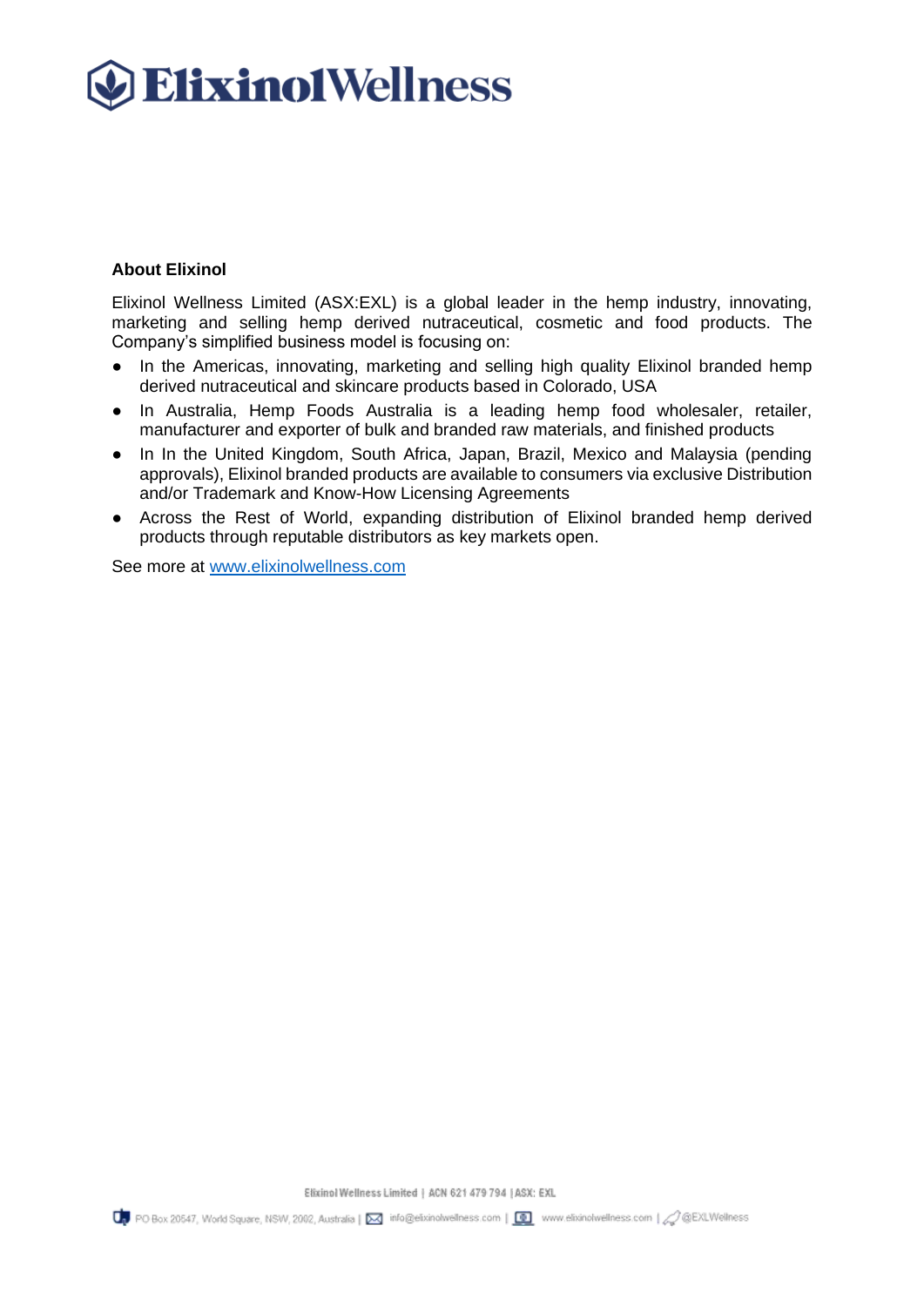**About Elixinol**

Elixinol Wellness Limited (ASX:EXL) is a global leader in the hemp industry, innovating, marketing and selling hemp derived nutraceutical, cosmetic and food products. The Company's simplified business model is focusing on:

- In the Americas, innovating, marketing and selling high quality Elixinol branded hemp derived nutraceutical and skincare products based in Colorado, USA
- In Australia, Hemp Foods Australia is a leading hemp food wholesaler, retailer, manufacturer and exporter of bulk and branded raw materials, and finished products
- In In the United Kingdom, South Africa, Japan, Brazil, Mexico and Malaysia (pending approvals), Elixinol branded products are available to consumers via exclusive Distribution and/or Trademark and Know-How Licensing Agreements
- Across the Rest of World, expanding distribution of Elixinol branded hemp derived products through reputable distributors as key markets open.

See more at www.elixinolwellness.com